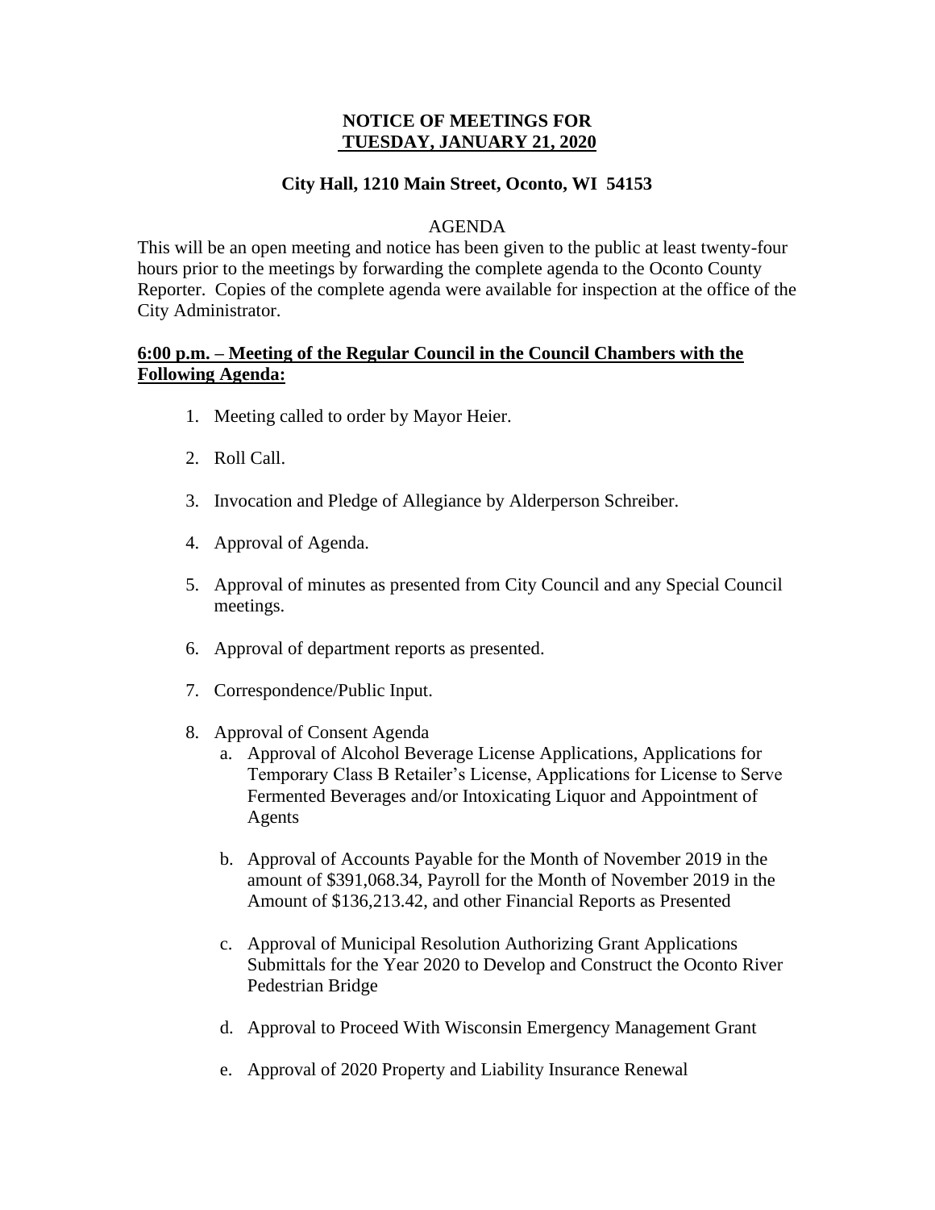**NOTICE OF MEETINGS FOR**
**TUESDAY, JANUARY 21, 2020**

**City Hall, 1210 Main Street, Oconto, WI 54153**

AGENDA

This will be an open meeting and notice has been given to the public at least twenty-four hours prior to the meetings by forwarding the complete agenda to the Oconto County Reporter. Copies of the complete agenda were available for inspection at the office of the City Administrator.

**6:00 p.m. – Meeting of the Regular Council in the Council Chambers with the Following Agenda:**

1. Meeting called to order by Mayor Heier.
2. Roll Call.
3. Invocation and Pledge of Allegiance by Alderperson Schreiber.
4. Approval of Agenda.
5. Approval of minutes as presented from City Council and any Special Council meetings.
6. Approval of department reports as presented.
7. Correspondence/Public Input.
8. Approval of Consent Agenda
   a. Approval of Alcohol Beverage License Applications, Applications for Temporary Class B Retailer's License, Applications for License to Serve Fermented Beverages and/or Intoxicating Liquor and Appointment of Agents
   b. Approval of Accounts Payable for the Month of November 2019 in the amount of $391,068.34, Payroll for the Month of November 2019 in the Amount of $136,213.42, and other Financial Reports as Presented
   c. Approval of Municipal Resolution Authorizing Grant Applications Submittals for the Year 2020 to Develop and Construct the Oconto River Pedestrian Bridge
   d. Approval to Proceed With Wisconsin Emergency Management Grant
   e. Approval of 2020 Property and Liability Insurance Renewal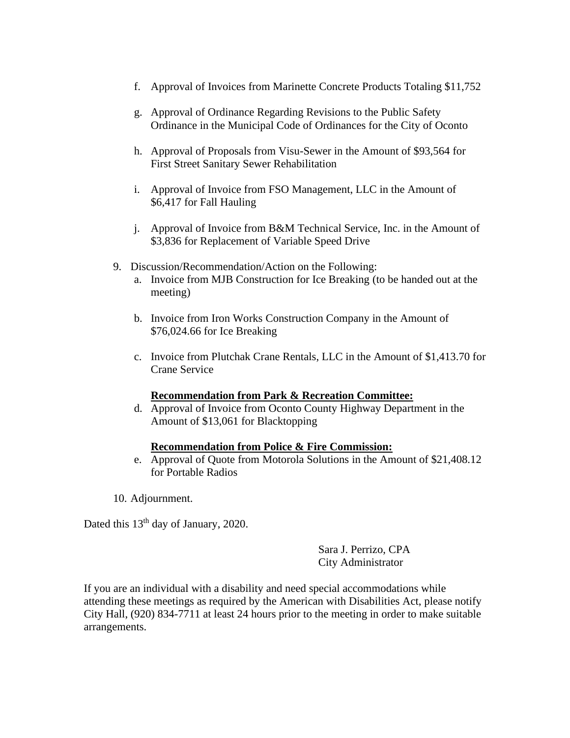f. Approval of Invoices from Marinette Concrete Products Totaling $11,752

g. Approval of Ordinance Regarding Revisions to the Public Safety Ordinance in the Municipal Code of Ordinances for the City of Oconto

h. Approval of Proposals from Visu-Sewer in the Amount of $93,564 for First Street Sanitary Sewer Rehabilitation

i. Approval of Invoice from FSO Management, LLC in the Amount of $6,417 for Fall Hauling

j. Approval of Invoice from B&M Technical Service, Inc. in the Amount of $3,836 for Replacement of Variable Speed Drive

9. Discussion/Recommendation/Action on the Following:
   a. Invoice from MJB Construction for Ice Breaking (to be handed out at the meeting)

   b. Invoice from Iron Works Construction Company in the Amount of $76,024.66 for Ice Breaking

   c. Invoice from Plutchak Crane Rentals, LLC in the Amount of $1,413.70 for Crane Service

   **<u>Recommendation from Park & Recreation Committee:</u>**

   d. Approval of Invoice from Oconto County Highway Department in the Amount of $13,061 for Blacktopping

   **<u>Recommendation from Police & Fire Commission:</u>**

   e. Approval of Quote from Motorola Solutions in the Amount of $21,408.12 for Portable Radios

10. Adjournment.

Dated this 13th day of January, 2020.

Sara J. Perrizo, CPA
City Administrator

If you are an individual with a disability and need special accommodations while attending these meetings as required by the American with Disabilities Act, please notify City Hall, (920) 834-7711 at least 24 hours prior to the meeting in order to make suitable arrangements.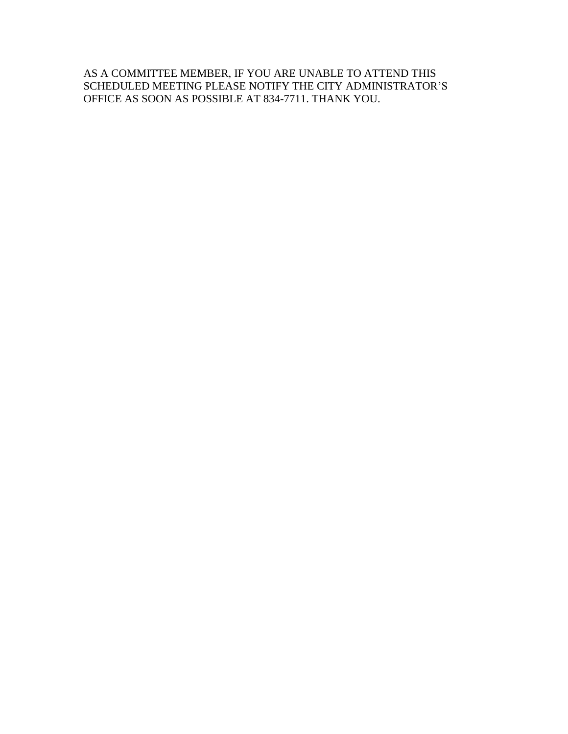AS A COMMITTEE MEMBER, IF YOU ARE UNABLE TO ATTEND THIS SCHEDULED MEETING PLEASE NOTIFY THE CITY ADMINISTRATOR'S OFFICE AS SOON AS POSSIBLE AT 834-7711. THANK YOU.